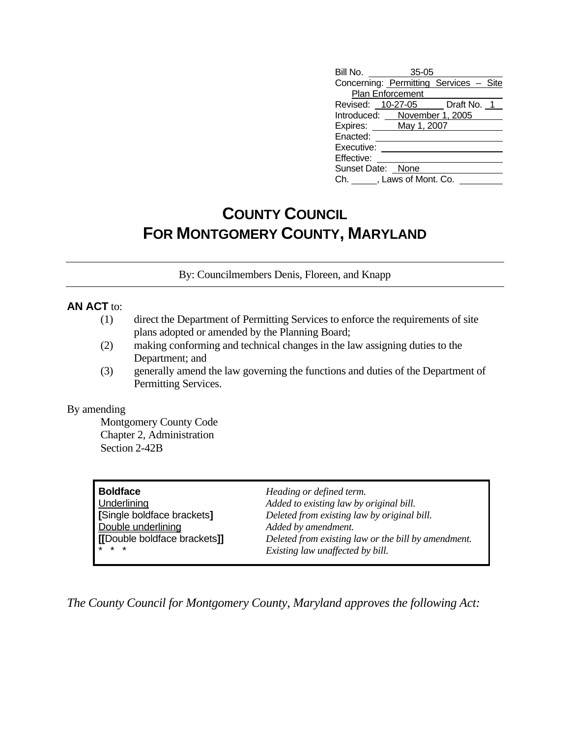| | |
|---|---|
| Bill No. | 35-05 |
| Concerning: | Permitting Services – Site Plan Enforcement |
| Revised: | 10-27-05 Draft No. 1 |
| Introduced: | November 1, 2005 |
| Expires: | May 1, 2007 |
| Enacted: | |
| Executive: | |
| Effective: | |
| Sunset Date: | None |
| Ch. ____, Laws of Mont. Co. | |

# COUNTY COUNCIL
# FOR MONTGOMERY COUNTY, MARYLAND

By: Councilmembers Denis, Floreen, and Knapp

**AN ACT** to:

(1) direct the Department of Permitting Services to enforce the requirements of site plans adopted or amended by the Planning Board;

(2) making conforming and technical changes in the law assigning duties to the Department; and

(3) generally amend the law governing the functions and duties of the Department of Permitting Services.

By amending

Montgomery County Code
Chapter 2, Administration
Section 2-42B

| | |
|---|---|
| **Boldface** | *Heading or defined term.* |
| Underlining | *Added to existing law by original bill.* |
| **[**Single boldface brackets**]** | *Deleted from existing law by original bill.* |
| Double underlining | *Added by amendment.* |
| **[[**Double boldface brackets**]]** | *Deleted from existing law or the bill by amendment.* |
| * * * | *Existing law unaffected by bill.* |

*The County Council for Montgomery County, Maryland approves the following Act:*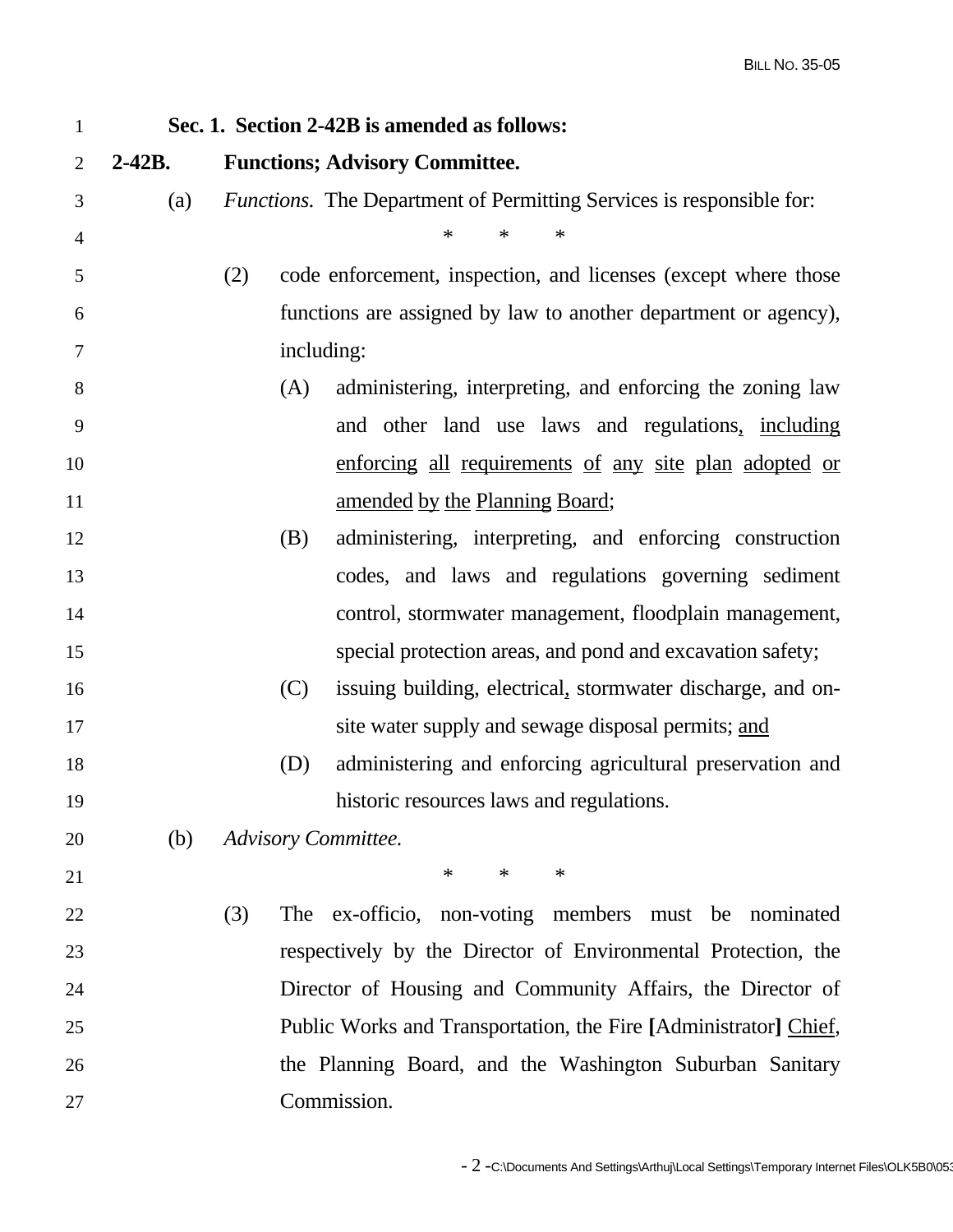**Sec. 1. Section 2-42B is amended as follows:**

**2-42B. Functions; Advisory Committee.**

(a) *Functions.* The Department of Permitting Services is responsible for:

\* \* \*

(2) code enforcement, inspection, and licenses (except where those functions are assigned by law to another department or agency), including:

(A) administering, interpreting, and enforcing the zoning law and other land use laws and regulations, <u>including enforcing all requirements of any site plan adopted or amended by the Planning Board</u>;

(B) administering, interpreting, and enforcing construction codes, and laws and regulations governing sediment control, stormwater management, floodplain management, special protection areas, and pond and excavation safety;

(C) issuing building, electrical, stormwater discharge, and on-site water supply and sewage disposal permits; <u>and</u>

(D) administering and enforcing agricultural preservation and historic resources laws and regulations.

(b) *Advisory Committee.*

\* \* \*

(3) The ex-officio, non-voting members must be nominated respectively by the Director of Environmental Protection, the Director of Housing and Community Affairs, the Director of Public Works and Transportation, the Fire **[**Administrator**]** <u>Chief</u>, the Planning Board, and the Washington Suburban Sanitary Commission.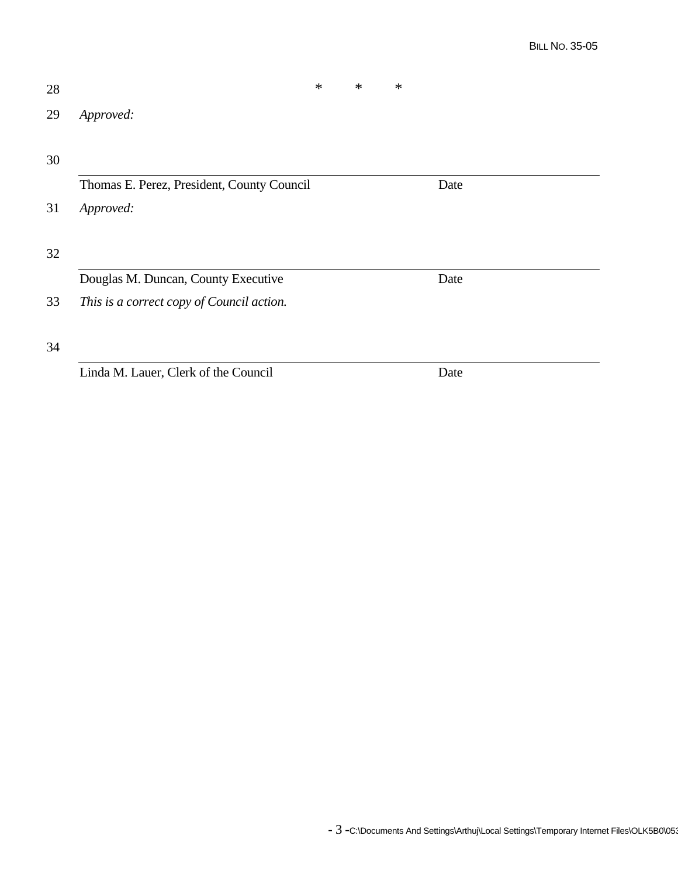28 * * *

29 *Approved:*

30

Thomas E. Perez, President, County Council Date

31 *Approved:*

32

Douglas M. Duncan, County Executive Date

33 *This is a correct copy of Council action.*

34

Linda M. Lauer, Clerk of the Council Date